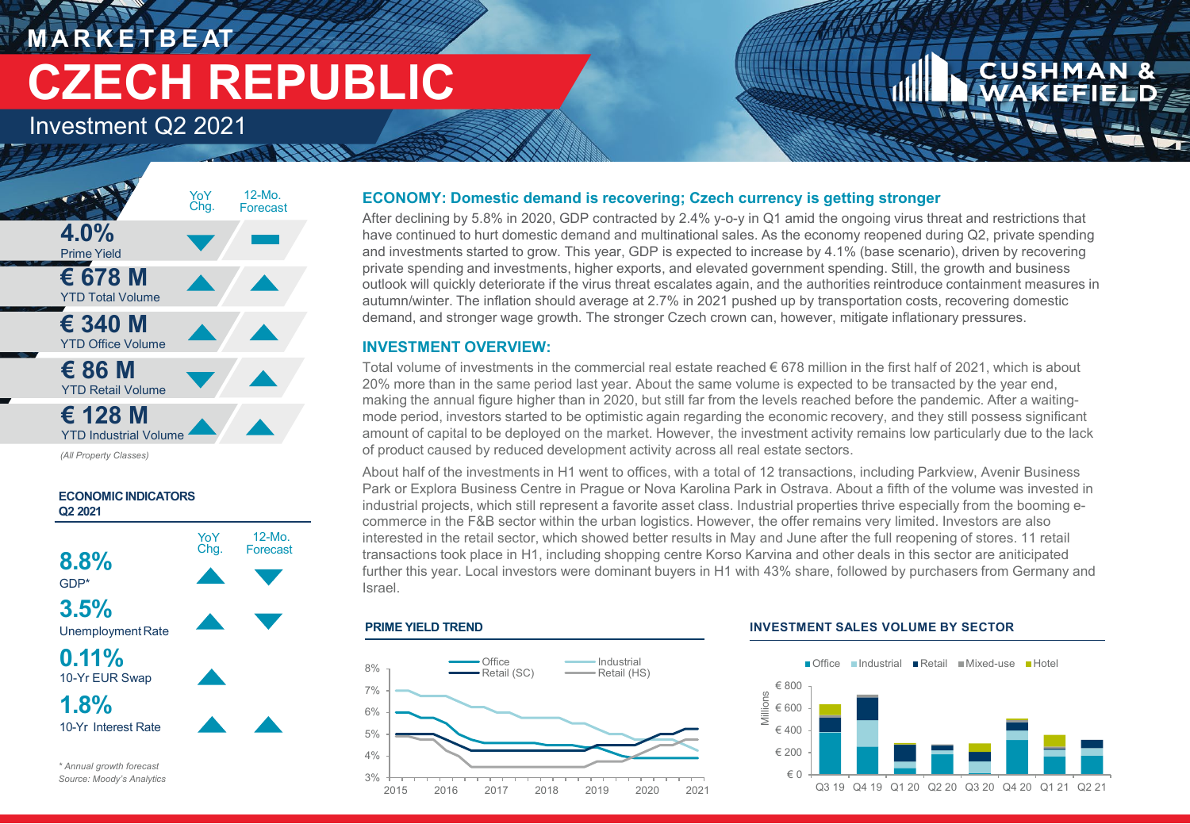# MARKETBEAT

# CZECH REPUBLIC

## Investment Q2 2021

| | YoY Chg. | 12-Mo. Forecast |
|---|---|---|
| **4.0%** Prime Yield | ▼ | ▬ |
| **€ 678 M** YTD Total Volume | ▲ | ▲ |
| **€ 340 M** YTD Office Volume | ▲ | ▲ |
| **€ 86 M** YTD Retail Volume | ▼ | ▲ |
| **€ 128 M** YTD Industrial Volume | ▲ | ▲ |

*(All Property Classes)*

### ECONOMIC INDICATORS Q2 2021

| | YoY Chg. | 12-Mo. Forecast |
|---|---|---|
| **8.8%** GDP* | ▲ | ▼ |
| **3.5%** Unemployment Rate | ▲ | ▼ |
| **0.11%** 10-Yr EUR Swap | ▲ | |
| **1.8%** 10-Yr Interest Rate | ▲ | ▲ |

*\* Annual growth forecast*
*Source: Moody's Analytics*

## ECONOMY: Domestic demand is recovering; Czech currency is getting stronger

After declining by 5.8% in 2020, GDP contracted by 2.4% y-o-y in Q1 amid the ongoing virus threat and restrictions that have continued to hurt domestic demand and multinational sales. As the economy reopened during Q2, private spending and investments started to grow. This year, GDP is expected to increase by 4.1% (base scenario), driven by recovering private spending and investments, higher exports, and elevated government spending. Still, the growth and business outlook will quickly deteriorate if the virus threat escalates again, and the authorities reintroduce containment measures in autumn/winter. The inflation should average at 2.7% in 2021 pushed up by transportation costs, recovering domestic demand, and stronger wage growth. The stronger Czech crown can, however, mitigate inflationary pressures.

## INVESTMENT OVERVIEW:

Total volume of investments in the commercial real estate reached € 678 million in the first half of 2021, which is about 20% more than in the same period last year. About the same volume is expected to be transacted by the year end, making the annual figure higher than in 2020, but still far from the levels reached before the pandemic. After a waiting-mode period, investors started to be optimistic again regarding the economic recovery, and they still possess significant amount of capital to be deployed on the market. However, the investment activity remains low particularly due to the lack of product caused by reduced development activity across all real estate sectors.

About half of the investments in H1 went to offices, with a total of 12 transactions, including Parkview, Avenir Business Park or Explora Business Centre in Prague or Nova Karolina Park in Ostrava. About a fifth of the volume was invested in industrial projects, which still represent a favorite asset class. Industrial properties thrive especially from the booming e-commerce in the F&B sector within the urban logistics. However, the offer remains very limited. Investors are also interested in the retail sector, which showed better results in May and June after the full reopening of stores. 11 retail transactions took place in H1, including shopping centre Korso Karvina and other deals in this sector are aniticipated further this year. Local investors were dominant buyers in H1 with 43% share, followed by purchasers from Germany and Israel.

### PRIME YIELD TREND

Legend: Office, Industrial, Retail (SC), Retail (HS)
Y-axis: 3% – 8%; X-axis: 2015 – 2021

### INVESTMENT SALES VOLUME BY SECTOR

Legend: Office, Industrial, Retail, Mixed-use, Hotel
Y-axis (Millions): € 0 – € 800; X-axis: Q3 19, Q4 19, Q1 20, Q2 20, Q3 20, Q4 20, Q1 21, Q2 21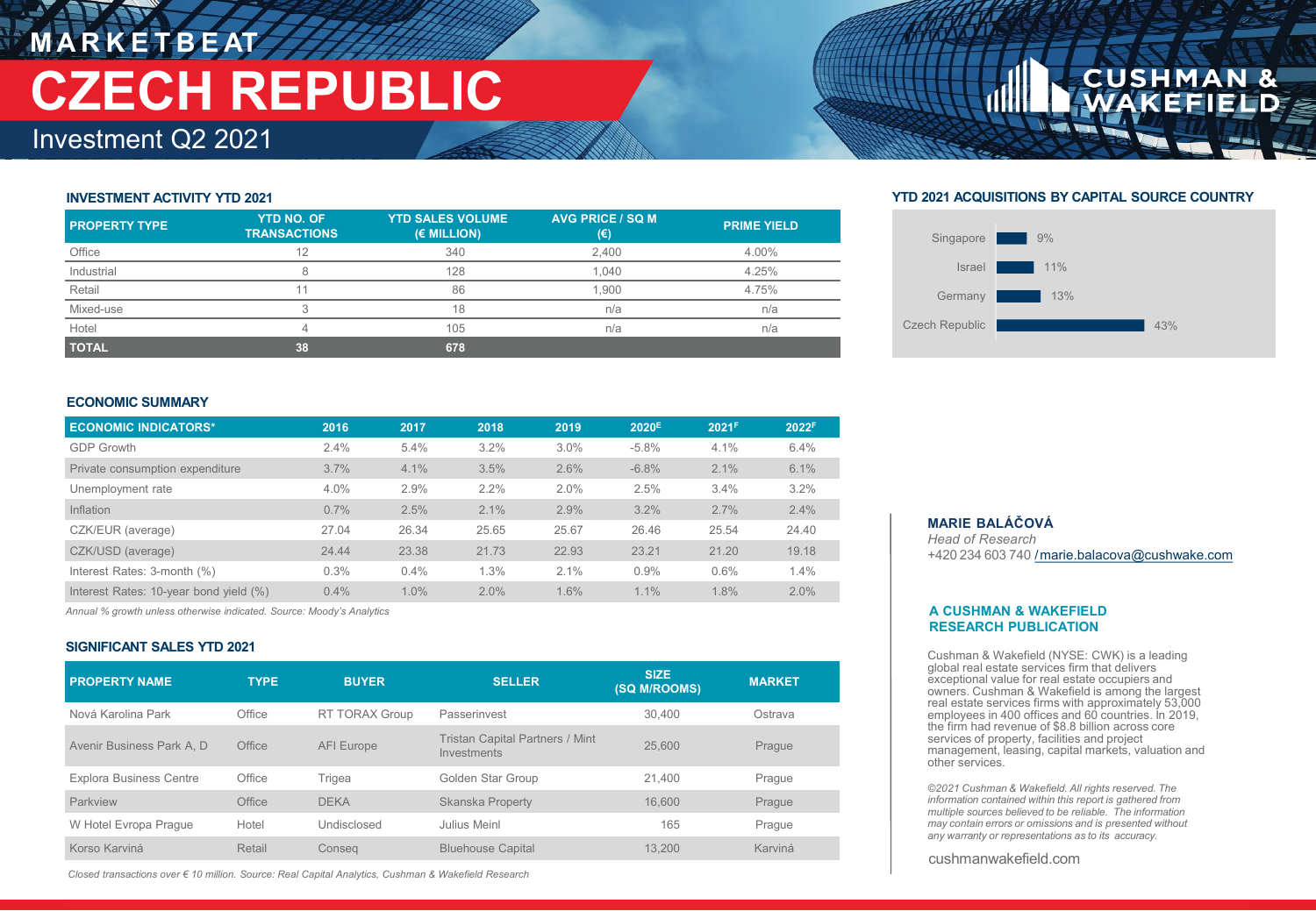# MARKETBEAT

# CZECH REPUBLIC

## Investment Q2 2021

### INVESTMENT ACTIVITY YTD 2021

| PROPERTY TYPE | YTD NO. OF TRANSACTIONS | YTD SALES VOLUME (€ MILLION) | AVG PRICE / SQ M (€) | PRIME YIELD |
|---|---|---|---|---|
| Office | 12 | 340 | 2,400 | 4.00% |
| Industrial | 8 | 128 | 1,040 | 4.25% |
| Retail | 11 | 86 | 1,900 | 4.75% |
| Mixed-use | 3 | 18 | n/a | n/a |
| Hotel | 4 | 105 | n/a | n/a |
| **TOTAL** | **38** | **678** | | |

### YTD 2021 ACQUISITIONS BY CAPITAL SOURCE COUNTRY

Singapore 9%
Israel 11%
Germany 13%
Czech Republic 43%

### ECONOMIC SUMMARY

| ECONOMIC INDICATORS* | 2016 | 2017 | 2018 | 2019 | 2020E | 2021F | 2022F |
|---|---|---|---|---|---|---|---|
| GDP Growth | 2.4% | 5.4% | 3.2% | 3.0% | -5.8% | 4.1% | 6.4% |
| Private consumption expenditure | 3.7% | 4.1% | 3.5% | 2.6% | -6.8% | 2.1% | 6.1% |
| Unemployment rate | 4.0% | 2.9% | 2.2% | 2.0% | 2.5% | 3.4% | 3.2% |
| Inflation | 0.7% | 2.5% | 2.1% | 2.9% | 3.2% | 2.7% | 2.4% |
| CZK/EUR (average) | 27.04 | 26.34 | 25.65 | 25.67 | 26.46 | 25.54 | 24.40 |
| CZK/USD (average) | 24.44 | 23.38 | 21.73 | 22.93 | 23.21 | 21.20 | 19.18 |
| Interest Rates: 3-month (%) | 0.3% | 0.4% | 1.3% | 2.1% | 0.9% | 0.6% | 1.4% |
| Interest Rates: 10-year bond yield (%) | 0.4% | 1.0% | 2.0% | 1.6% | 1.1% | 1.8% | 2.0% |

*Annual % growth unless otherwise indicated. Source: Moody's Analytics*

### SIGNIFICANT SALES YTD 2021

| PROPERTY NAME | TYPE | BUYER | SELLER | SIZE (SQ M/ROOMS) | MARKET |
|---|---|---|---|---|---|
| Nová Karolina Park | Office | RT TORAX Group | Passerinvest | 30,400 | Ostrava |
| Avenir Business Park A, D | Office | AFI Europe | Tristan Capital Partners / Mint Investments | 25,600 | Prague |
| Explora Business Centre | Office | Trigea | Golden Star Group | 21,400 | Prague |
| Parkview | Office | DEKA | Skanska Property | 16,600 | Prague |
| W Hotel Evropa Prague | Hotel | Undisclosed | Julius Meinl | 165 | Prague |
| Korso Karviná | Retail | Conseq | Bluehouse Capital | 13,200 | Karviná |

*Closed transactions over € 10 million. Source: Real Capital Analytics, Cushman & Wakefield Research*

**MARIE BALÁČOVÁ**
*Head of Research*
+420 234 603 740 / marie.balacova@cushwake.com

### A CUSHMAN & WAKEFIELD RESEARCH PUBLICATION

Cushman & Wakefield (NYSE: CWK) is a leading global real estate services firm that delivers exceptional value for real estate occupiers and owners. Cushman & Wakefield is among the largest real estate services firms with approximately 53,000 employees in 400 offices and 60 countries. In 2019, the firm had revenue of $8.8 billion across core services of property, facilities and project management, leasing, capital markets, valuation and other services.

*©2021 Cushman & Wakefield. All rights reserved. The information contained within this report is gathered from multiple sources believed to be reliable. The information may contain errors or omissions and is presented without any warranty or representations as to its accuracy.*

cushmanwakefield.com